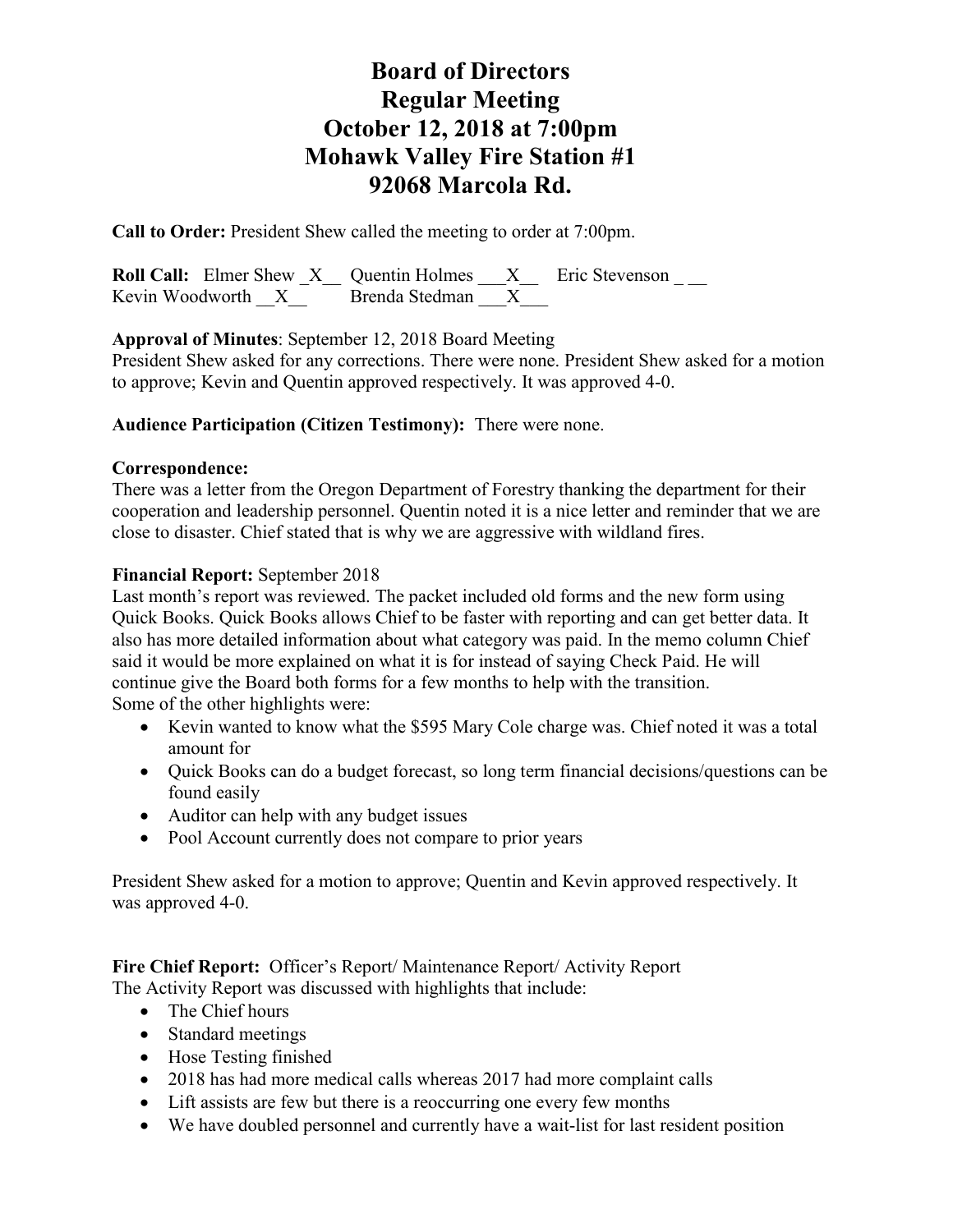# Board of Directors
# Regular Meeting
# October 12, 2018 at 7:00pm
# Mohawk Valley Fire Station #1
# 92068 Marcola Rd.

**Call to Order:** President Shew called the meeting to order at 7:00pm.

**Roll Call:** Elmer Shew _X__ Quentin Holmes ___X__ Eric Stevenson _ __
Kevin Woodworth __X__ Brenda Stedman ___X___

**Approval of Minutes**: September 12, 2018 Board Meeting
President Shew asked for any corrections. There were none. President Shew asked for a motion to approve; Kevin and Quentin approved respectively. It was approved 4-0.

**Audience Participation (Citizen Testimony):** There were none.

**Correspondence:**
There was a letter from the Oregon Department of Forestry thanking the department for their cooperation and leadership personnel. Quentin noted it is a nice letter and reminder that we are close to disaster. Chief stated that is why we are aggressive with wildland fires.

**Financial Report:** September 2018
Last month's report was reviewed. The packet included old forms and the new form using Quick Books. Quick Books allows Chief to be faster with reporting and can get better data. It also has more detailed information about what category was paid. In the memo column Chief said it would be more explained on what it is for instead of saying Check Paid. He will continue give the Board both forms for a few months to help with the transition.
Some of the other highlights were:

- Kevin wanted to know what the $595 Mary Cole charge was. Chief noted it was a total amount for
- Quick Books can do a budget forecast, so long term financial decisions/questions can be found easily
- Auditor can help with any budget issues
- Pool Account currently does not compare to prior years

President Shew asked for a motion to approve; Quentin and Kevin approved respectively. It was approved 4-0.

**Fire Chief Report:** Officer's Report/ Maintenance Report/ Activity Report
The Activity Report was discussed with highlights that include:

- The Chief hours
- Standard meetings
- Hose Testing finished
- 2018 has had more medical calls whereas 2017 had more complaint calls
- Lift assists are few but there is a reoccurring one every few months
- We have doubled personnel and currently have a wait-list for last resident position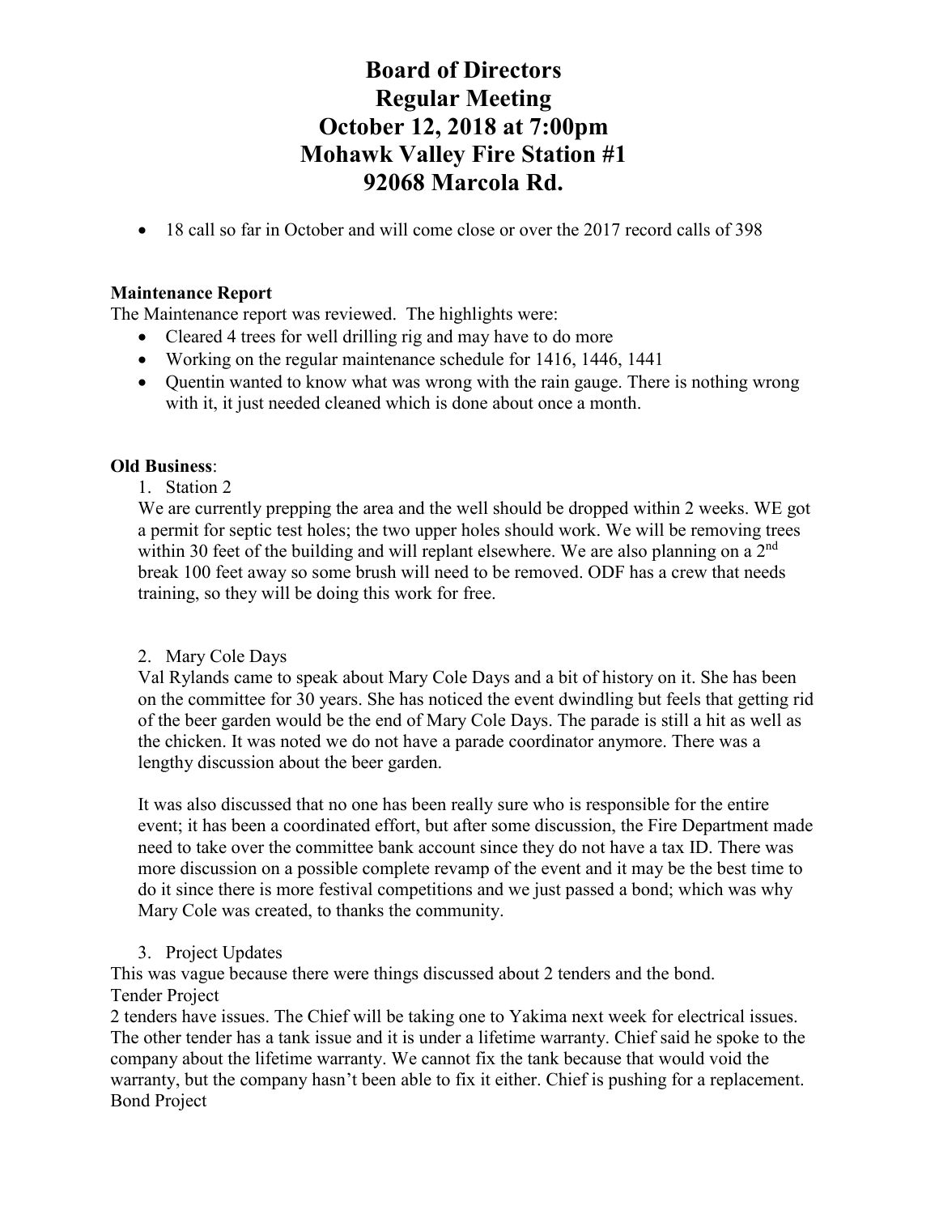# Board of Directors
# Regular Meeting
# October 12, 2018 at 7:00pm
# Mohawk Valley Fire Station #1
# 92068 Marcola Rd.

- 18 call so far in October and will come close or over the 2017 record calls of 398

**Maintenance Report**

The Maintenance report was reviewed. The highlights were:

- Cleared 4 trees for well drilling rig and may have to do more
- Working on the regular maintenance schedule for 1416, 1446, 1441
- Quentin wanted to know what was wrong with the rain gauge. There is nothing wrong with it, it just needed cleaned which is done about once a month.

**Old Business**:

1. Station 2

We are currently prepping the area and the well should be dropped within 2 weeks. WE got a permit for septic test holes; the two upper holes should work. We will be removing trees within 30 feet of the building and will replant elsewhere. We are also planning on a 2nd break 100 feet away so some brush will need to be removed. ODF has a crew that needs training, so they will be doing this work for free.

2. Mary Cole Days

Val Rylands came to speak about Mary Cole Days and a bit of history on it. She has been on the committee for 30 years. She has noticed the event dwindling but feels that getting rid of the beer garden would be the end of Mary Cole Days. The parade is still a hit as well as the chicken. It was noted we do not have a parade coordinator anymore. There was a lengthy discussion about the beer garden.

It was also discussed that no one has been really sure who is responsible for the entire event; it has been a coordinated effort, but after some discussion, the Fire Department made need to take over the committee bank account since they do not have a tax ID. There was more discussion on a possible complete revamp of the event and it may be the best time to do it since there is more festival competitions and we just passed a bond; which was why Mary Cole was created, to thanks the community.

3. Project Updates

This was vague because there were things discussed about 2 tenders and the bond.

Tender Project

2 tenders have issues. The Chief will be taking one to Yakima next week for electrical issues. The other tender has a tank issue and it is under a lifetime warranty. Chief said he spoke to the company about the lifetime warranty. We cannot fix the tank because that would void the warranty, but the company hasn't been able to fix it either. Chief is pushing for a replacement.

Bond Project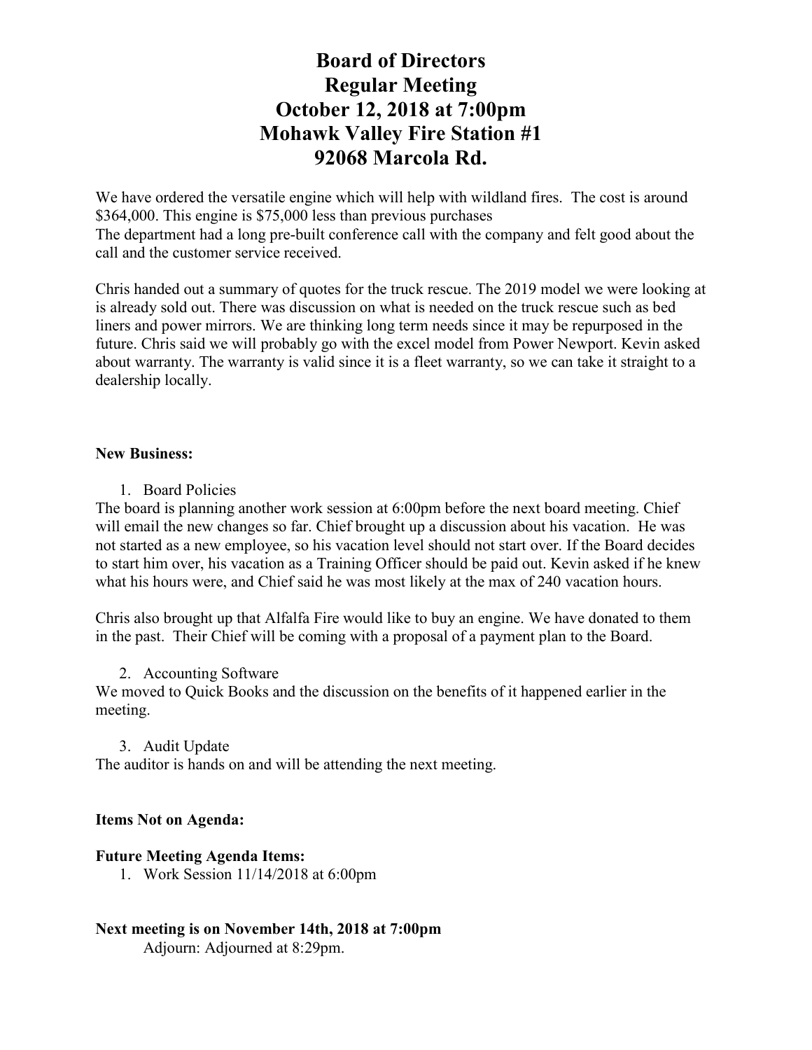# Board of Directors
# Regular Meeting
# October 12, 2018 at 7:00pm
# Mohawk Valley Fire Station #1
# 92068 Marcola Rd.

We have ordered the versatile engine which will help with wildland fires. The cost is around $364,000. This engine is $75,000 less than previous purchases
The department had a long pre-built conference call with the company and felt good about the call and the customer service received.

Chris handed out a summary of quotes for the truck rescue. The 2019 model we were looking at is already sold out. There was discussion on what is needed on the truck rescue such as bed liners and power mirrors. We are thinking long term needs since it may be repurposed in the future. Chris said we will probably go with the excel model from Power Newport. Kevin asked about warranty. The warranty is valid since it is a fleet warranty, so we can take it straight to a dealership locally.

**New Business:**

1. Board Policies

The board is planning another work session at 6:00pm before the next board meeting. Chief will email the new changes so far. Chief brought up a discussion about his vacation. He was not started as a new employee, so his vacation level should not start over. If the Board decides to start him over, his vacation as a Training Officer should be paid out. Kevin asked if he knew what his hours were, and Chief said he was most likely at the max of 240 vacation hours.

Chris also brought up that Alfalfa Fire would like to buy an engine. We have donated to them in the past. Their Chief will be coming with a proposal of a payment plan to the Board.

2. Accounting Software

We moved to Quick Books and the discussion on the benefits of it happened earlier in the meeting.

3. Audit Update

The auditor is hands on and will be attending the next meeting.

**Items Not on Agenda:**

**Future Meeting Agenda Items:**

1. Work Session 11/14/2018 at 6:00pm

**Next meeting is on November 14th, 2018 at 7:00pm**

Adjourn: Adjourned at 8:29pm.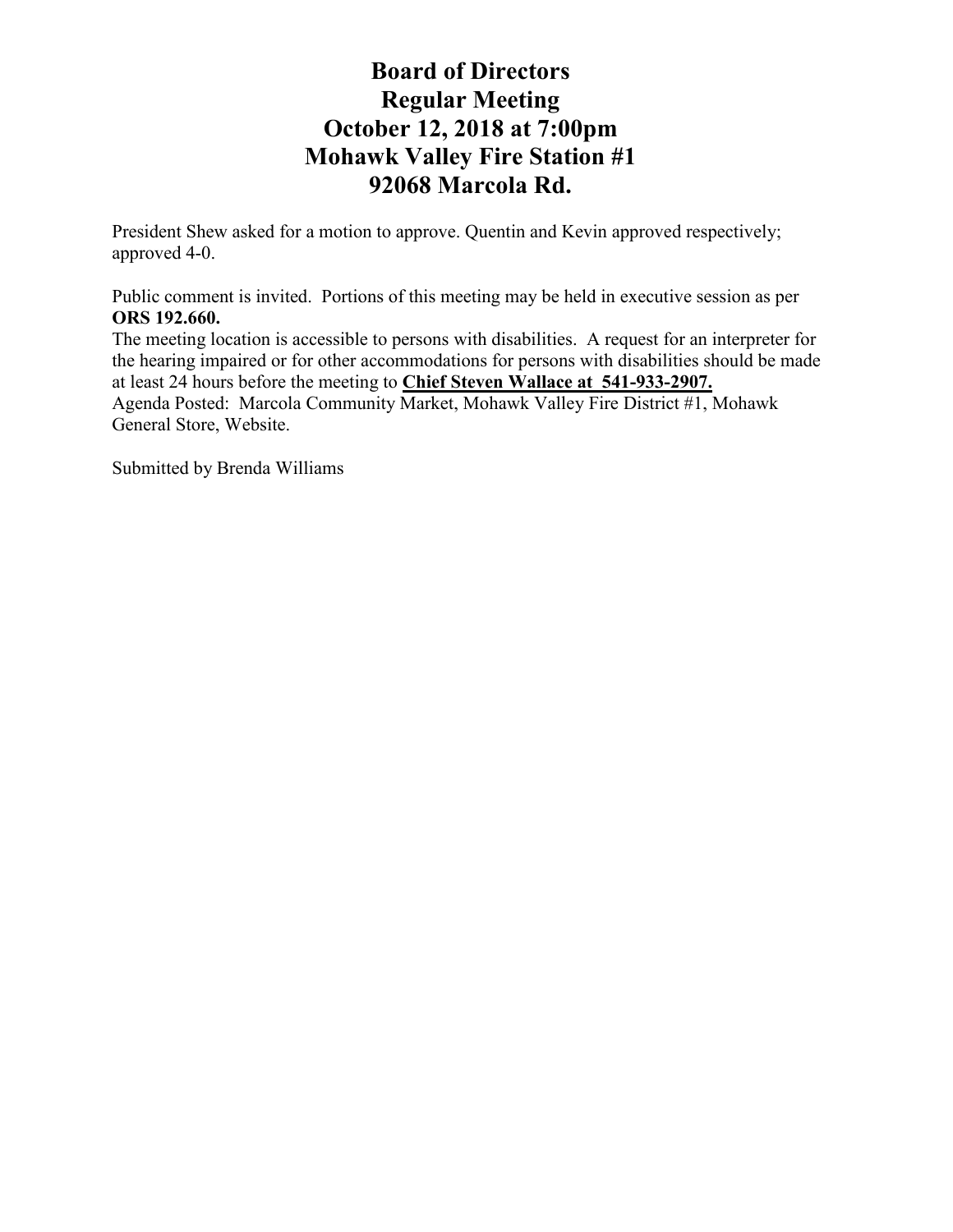# Board of Directors
# Regular Meeting
# October 12, 2018 at 7:00pm
# Mohawk Valley Fire Station #1
# 92068 Marcola Rd.

President Shew asked for a motion to approve. Quentin and Kevin approved respectively; approved 4-0.

Public comment is invited. Portions of this meeting may be held in executive session as per **ORS 192.660.**
The meeting location is accessible to persons with disabilities. A request for an interpreter for the hearing impaired or for other accommodations for persons with disabilities should be made at least 24 hours before the meeting to **Chief Steven Wallace at 541-933-2907.**
Agenda Posted: Marcola Community Market, Mohawk Valley Fire District #1, Mohawk General Store, Website.

Submitted by Brenda Williams